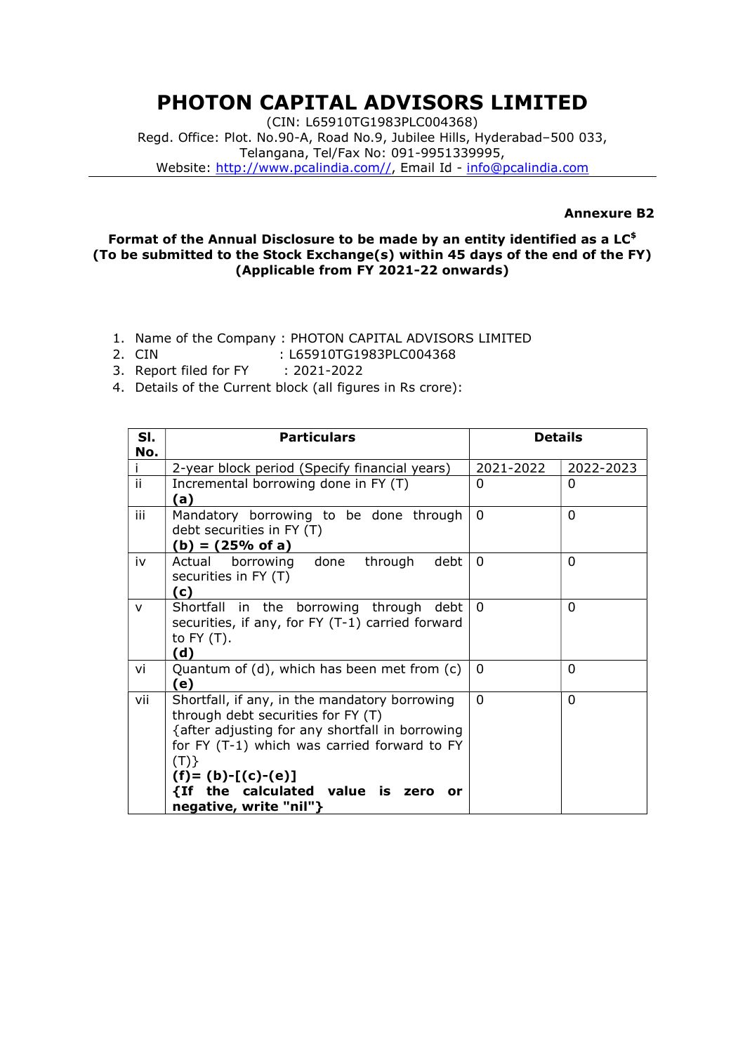# PHOTON CAPITAL ADVISORS LIMITED

(CIN: L65910TG1983PLC004368)
Regd. Office: Plot. No.90-A, Road No.9, Jubilee Hills, Hyderabad–500 033, Telangana, Tel/Fax No: 091-9951339995,
Website: http://www.pcalindia.com//, Email Id - info@pcalindia.com

**Annexure B2**

**Format of the Annual Disclosure to be made by an entity identified as a LC$**
**(To be submitted to the Stock Exchange(s) within 45 days of the end of the FY)**
**(Applicable from FY 2021-22 onwards)**

1. Name of the Company : PHOTON CAPITAL ADVISORS LIMITED
2. CIN : L65910TG1983PLC004368
3. Report filed for FY : 2021-2022
4. Details of the Current block (all figures in Rs crore):

| Sl. No. | Particulars | Details | |
|---|---|---|---|
| i | 2-year block period (Specify financial years) | 2021-2022 | 2022-2023 |
| ii | Incremental borrowing done in FY (T) **(a)** | 0 | 0 |
| iii | Mandatory borrowing to be done through debt securities in FY (T) **(b) = (25% of a)** | 0 | 0 |
| iv | Actual borrowing done through debt securities in FY (T) **(c)** | 0 | 0 |
| v | Shortfall in the borrowing through debt securities, if any, for FY (T-1) carried forward to FY (T). **(d)** | 0 | 0 |
| vi | Quantum of (d), which has been met from (c) **(e)** | 0 | 0 |
| vii | Shortfall, if any, in the mandatory borrowing through debt securities for FY (T) {after adjusting for any shortfall in borrowing for FY (T-1) which was carried forward to FY (T)} **(f)= (b)-[(c)-(e)]** **{If the calculated value is zero or negative, write "nil"}** | 0 | 0 |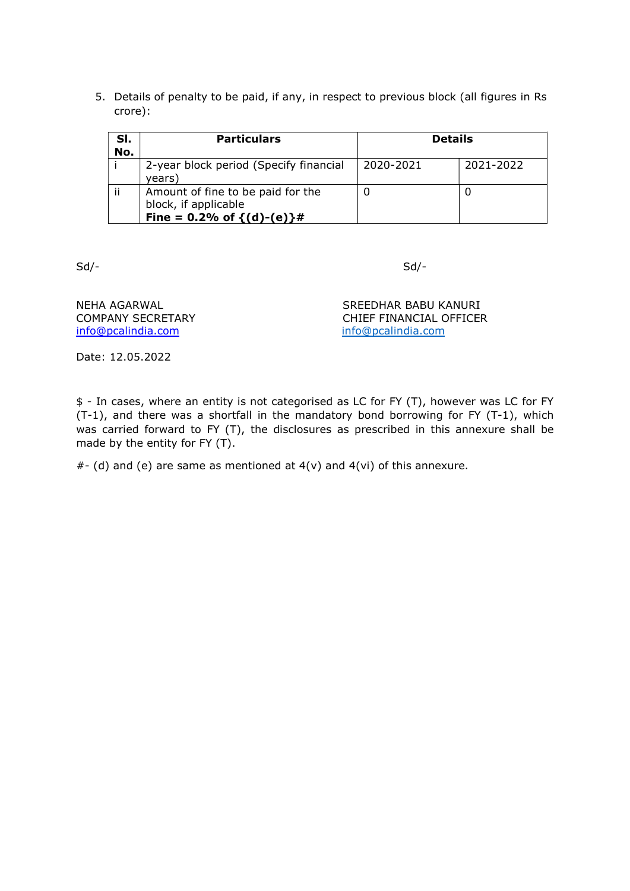5. Details of penalty to be paid, if any, in respect to previous block (all figures in Rs crore):

| Sl. No. | Particulars | Details | |
|---|---|---|---|
| i | 2-year block period (Specify financial years) | 2020-2021 | 2021-2022 |
| ii | Amount of fine to be paid for the block, if applicable<br>**Fine = 0.2% of {(d)-(e)}#** | 0 | 0 |

Sd/-

NEHA AGARWAL
COMPANY SECRETARY
info@pcalindia.com

Sd/-

SREEDHAR BABU KANURI
CHIEF FINANCIAL OFFICER
info@pcalindia.com

Date: 12.05.2022

$ - In cases, where an entity is not categorised as LC for FY (T), however was LC for FY (T-1), and there was a shortfall in the mandatory bond borrowing for FY (T-1), which was carried forward to FY (T), the disclosures as prescribed in this annexure shall be made by the entity for FY (T).

#- (d) and (e) are same as mentioned at 4(v) and 4(vi) of this annexure.